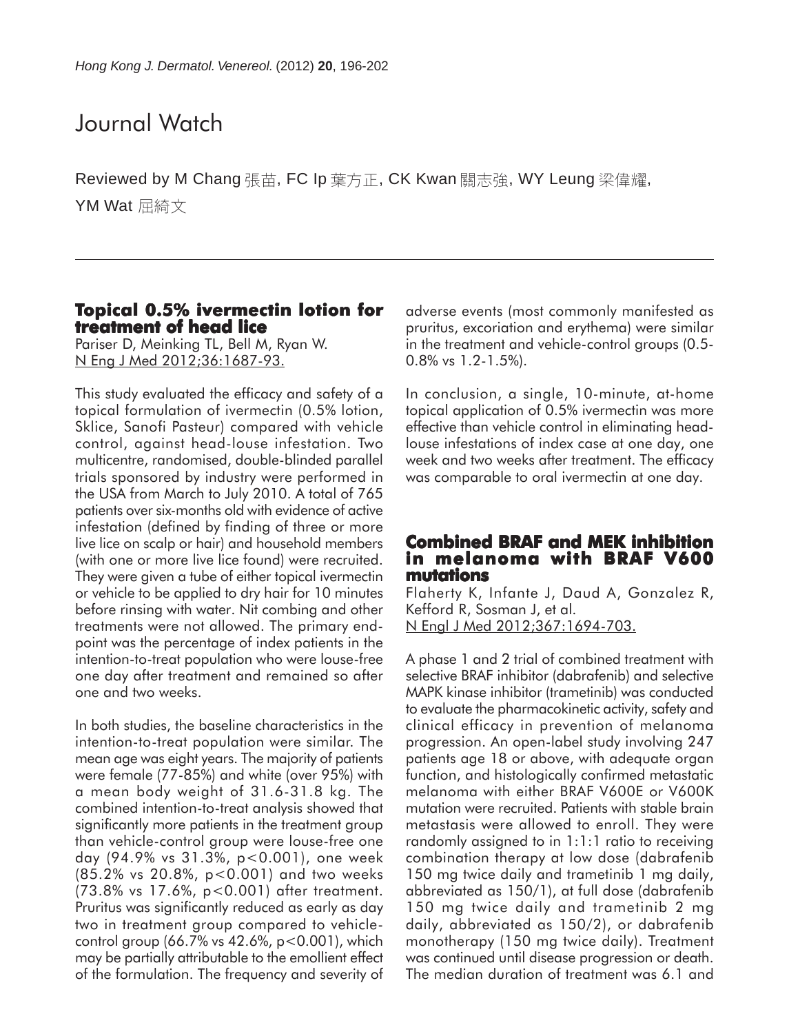# Journal Watch

Reviewed by M Chang 張苗, FC Ip 葉方正, CK Kwan 關志強, WY Leung 梁偉耀, YM Wat 屈綺文

## Topical 0.5% ivermectin lotion for treatment of head lice

Pariser D, Meinking TL, Bell M, Ryan W.
N Eng J Med 2012;36:1687-93.

This study evaluated the efficacy and safety of a topical formulation of ivermectin (0.5% lotion, Sklice, Sanofi Pasteur) compared with vehicle control, against head-louse infestation. Two multicentre, randomised, double-blinded parallel trials sponsored by industry were performed in the USA from March to July 2010. A total of 765 patients over six-months old with evidence of active infestation (defined by finding of three or more live lice on scalp or hair) and household members (with one or more live lice found) were recruited. They were given a tube of either topical ivermectin or vehicle to be applied to dry hair for 10 minutes before rinsing with water. Nit combing and other treatments were not allowed. The primary end-point was the percentage of index patients in the intention-to-treat population who were louse-free one day after treatment and remained so after one and two weeks.

In both studies, the baseline characteristics in the intention-to-treat population were similar. The mean age was eight years. The majority of patients were female (77-85%) and white (over 95%) with a mean body weight of 31.6-31.8 kg. The combined intention-to-treat analysis showed that significantly more patients in the treatment group than vehicle-control group were louse-free one day (94.9% vs 31.3%, $p<0.001$), one week (85.2% vs 20.8%, $p<0.001$) and two weeks (73.8% vs 17.6%, $p<0.001$) after treatment. Pruritus was significantly reduced as early as day two in treatment group compared to vehicle-control group (66.7% vs 42.6%, $p<0.001$), which may be partially attributable to the emollient effect of the formulation. The frequency and severity of adverse events (most commonly manifested as pruritus, excoriation and erythema) were similar in the treatment and vehicle-control groups (0.5-0.8% vs 1.2-1.5%).

In conclusion, a single, 10-minute, at-home topical application of 0.5% ivermectin was more effective than vehicle control in eliminating head-louse infestations of index case at one day, one week and two weeks after treatment. The efficacy was comparable to oral ivermectin at one day.

## Combined BRAF and MEK inhibition in melanoma with BRAF V600 mutations

Flaherty K, Infante J, Daud A, Gonzalez R, Kefford R, Sosman J, et al.
N Engl J Med 2012;367:1694-703.

A phase 1 and 2 trial of combined treatment with selective BRAF inhibitor (dabrafenib) and selective MAPK kinase inhibitor (trametinib) was conducted to evaluate the pharmacokinetic activity, safety and clinical efficacy in prevention of melanoma progression. An open-label study involving 247 patients age 18 or above, with adequate organ function, and histologically confirmed metastatic melanoma with either BRAF V600E or V600K mutation were recruited. Patients with stable brain metastasis were allowed to enroll. They were randomly assigned to in 1:1:1 ratio to receiving combination therapy at low dose (dabrafenib 150 mg twice daily and trametinib 1 mg daily, abbreviated as 150/1), at full dose (dabrafenib 150 mg twice daily and trametinib 2 mg daily, abbreviated as 150/2), or dabrafenib monotherapy (150 mg twice daily). Treatment was continued until disease progression or death. The median duration of treatment was 6.1 and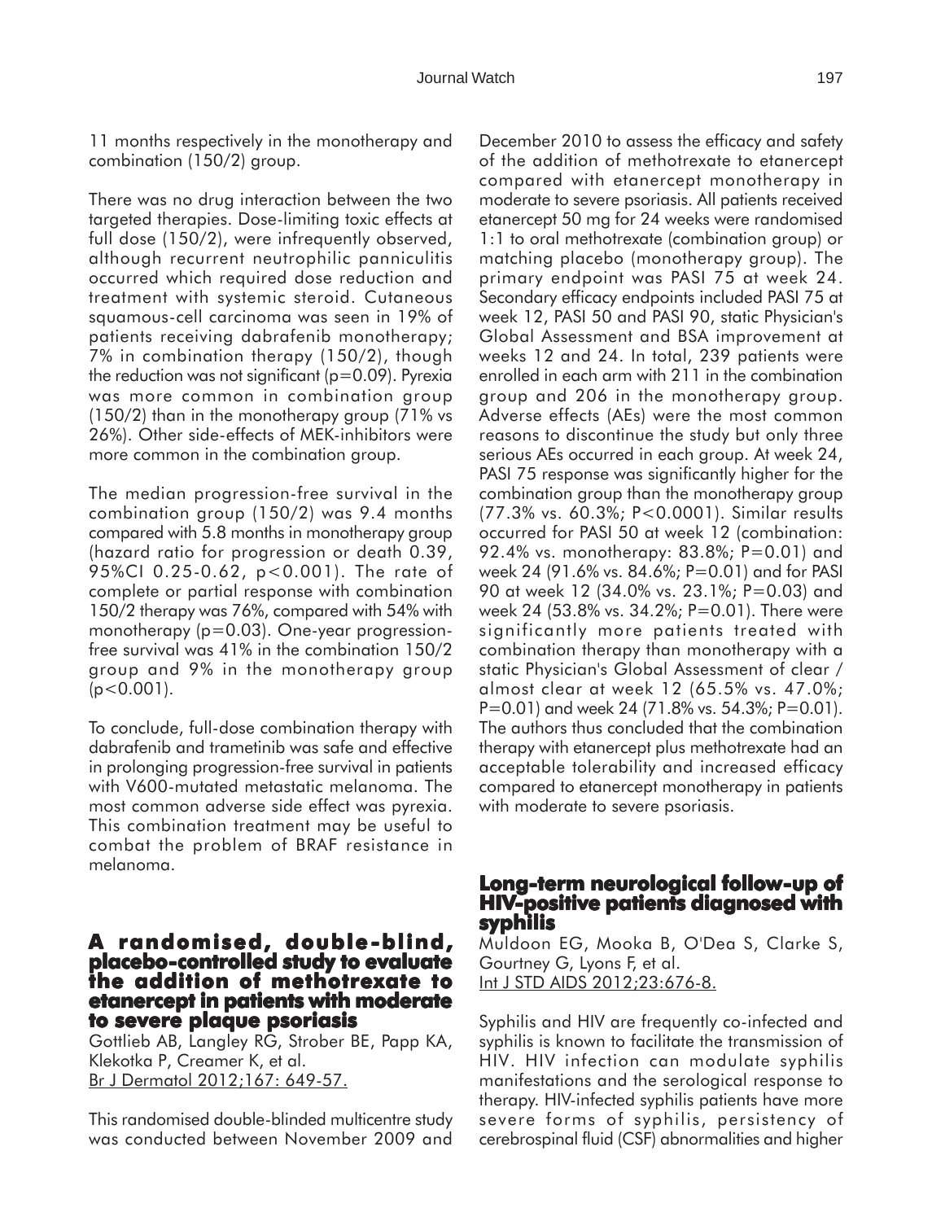11 months respectively in the monotherapy and combination (150/2) group.

There was no drug interaction between the two targeted therapies. Dose-limiting toxic effects at full dose (150/2), were infrequently observed, although recurrent neutrophilic panniculitis occurred which required dose reduction and treatment with systemic steroid. Cutaneous squamous-cell carcinoma was seen in 19% of patients receiving dabrafenib monotherapy; 7% in combination therapy (150/2), though the reduction was not significant ($p=0.09$). Pyrexia was more common in combination group (150/2) than in the monotherapy group (71% vs 26%). Other side-effects of MEK-inhibitors were more common in the combination group.

The median progression-free survival in the combination group (150/2) was 9.4 months compared with 5.8 months in monotherapy group (hazard ratio for progression or death 0.39, 95%CI 0.25-0.62, $p<0.001$). The rate of complete or partial response with combination 150/2 therapy was 76%, compared with 54% with monotherapy ($p=0.03$). One-year progression-free survival was 41% in the combination 150/2 group and 9% in the monotherapy group ($p<0.001$).

To conclude, full-dose combination therapy with dabrafenib and trametinib was safe and effective in prolonging progression-free survival in patients with V600-mutated metastatic melanoma. The most common adverse side effect was pyrexia. This combination treatment may be useful to combat the problem of BRAF resistance in melanoma.

## A randomised, double-blind, placebo-controlled study to evaluate the addition of methotrexate to etanercept in patients with moderate to severe plaque psoriasis

Gottlieb AB, Langley RG, Strober BE, Papp KA, Klekotka P, Creamer K, et al.
Br J Dermatol 2012;167: 649-57.

This randomised double-blinded multicentre study was conducted between November 2009 and December 2010 to assess the efficacy and safety of the addition of methotrexate to etanercept compared with etanercept monotherapy in moderate to severe psoriasis. All patients received etanercept 50 mg for 24 weeks were randomised 1:1 to oral methotrexate (combination group) or matching placebo (monotherapy group). The primary endpoint was PASI 75 at week 24. Secondary efficacy endpoints included PASI 75 at week 12, PASI 50 and PASI 90, static Physician's Global Assessment and BSA improvement at weeks 12 and 24. In total, 239 patients were enrolled in each arm with 211 in the combination group and 206 in the monotherapy group. Adverse effects (AEs) were the most common reasons to discontinue the study but only three serious AEs occurred in each group. At week 24, PASI 75 response was significantly higher for the combination group than the monotherapy group (77.3% vs. 60.3%; $P<0.0001$). Similar results occurred for PASI 50 at week 12 (combination: 92.4% vs. monotherapy: 83.8%; $P=0.01$) and week 24 (91.6% vs. 84.6%; $P=0.01$) and for PASI 90 at week 12 (34.0% vs. 23.1%; $P=0.03$) and week 24 (53.8% vs. 34.2%; $P=0.01$). There were significantly more patients treated with combination therapy than monotherapy with a static Physician's Global Assessment of clear / almost clear at week 12 (65.5% vs. 47.0%; $P=0.01$) and week 24 (71.8% vs. 54.3%; $P=0.01$). The authors thus concluded that the combination therapy with etanercept plus methotrexate had an acceptable tolerability and increased efficacy compared to etanercept monotherapy in patients with moderate to severe psoriasis.

## Long-term neurological follow-up of HIV-positive patients diagnosed with syphilis

Muldoon EG, Mooka B, O'Dea S, Clarke S, Gourtney G, Lyons F, et al.
Int J STD AIDS 2012;23:676-8.

Syphilis and HIV are frequently co-infected and syphilis is known to facilitate the transmission of HIV. HIV infection can modulate syphilis manifestations and the serological response to therapy. HIV-infected syphilis patients have more severe forms of syphilis, persistency of cerebrospinal fluid (CSF) abnormalities and higher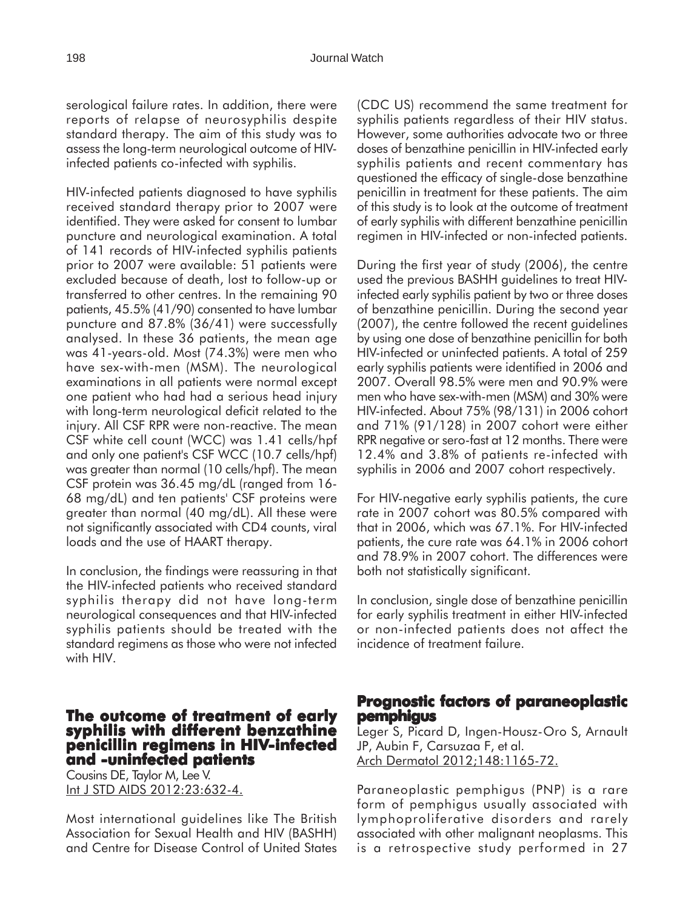serological failure rates. In addition, there were reports of relapse of neurosyphilis despite standard therapy. The aim of this study was to assess the long-term neurological outcome of HIV-infected patients co-infected with syphilis.

HIV-infected patients diagnosed to have syphilis received standard therapy prior to 2007 were identified. They were asked for consent to lumbar puncture and neurological examination. A total of 141 records of HIV-infected syphilis patients prior to 2007 were available: 51 patients were excluded because of death, lost to follow-up or transferred to other centres. In the remaining 90 patients, 45.5% (41/90) consented to have lumbar puncture and 87.8% (36/41) were successfully analysed. In these 36 patients, the mean age was 41-years-old. Most (74.3%) were men who have sex-with-men (MSM). The neurological examinations in all patients were normal except one patient who had had a serious head injury with long-term neurological deficit related to the injury. All CSF RPR were non-reactive. The mean CSF white cell count (WCC) was 1.41 cells/hpf and only one patient's CSF WCC (10.7 cells/hpf) was greater than normal (10 cells/hpf). The mean CSF protein was 36.45 mg/dL (ranged from 16-68 mg/dL) and ten patients' CSF proteins were greater than normal (40 mg/dL). All these were not significantly associated with CD4 counts, viral loads and the use of HAART therapy.

In conclusion, the findings were reassuring in that the HIV-infected patients who received standard syphilis therapy did not have long-term neurological consequences and that HIV-infected syphilis patients should be treated with the standard regimens as those who were not infected with HIV.

## The outcome of treatment of early syphilis with different benzathine penicillin regimens in HIV-infected and -uninfected patients

Cousins DE, Taylor M, Lee V.
Int J STD AIDS 2012:23:632-4.

Most international guidelines like The British Association for Sexual Health and HIV (BASHH) and Centre for Disease Control of United States (CDC US) recommend the same treatment for syphilis patients regardless of their HIV status. However, some authorities advocate two or three doses of benzathine penicillin in HIV-infected early syphilis patients and recent commentary has questioned the efficacy of single-dose benzathine penicillin in treatment for these patients. The aim of this study is to look at the outcome of treatment of early syphilis with different benzathine penicillin regimen in HIV-infected or non-infected patients.

During the first year of study (2006), the centre used the previous BASHH guidelines to treat HIV-infected early syphilis patient by two or three doses of benzathine penicillin. During the second year (2007), the centre followed the recent guidelines by using one dose of benzathine penicillin for both HIV-infected or uninfected patients. A total of 259 early syphilis patients were identified in 2006 and 2007. Overall 98.5% were men and 90.9% were men who have sex-with-men (MSM) and 30% were HIV-infected. About 75% (98/131) in 2006 cohort and 71% (91/128) in 2007 cohort were either RPR negative or sero-fast at 12 months. There were 12.4% and 3.8% of patients re-infected with syphilis in 2006 and 2007 cohort respectively.

For HIV-negative early syphilis patients, the cure rate in 2007 cohort was 80.5% compared with that in 2006, which was 67.1%. For HIV-infected patients, the cure rate was 64.1% in 2006 cohort and 78.9% in 2007 cohort. The differences were both not statistically significant.

In conclusion, single dose of benzathine penicillin for early syphilis treatment in either HIV-infected or non-infected patients does not affect the incidence of treatment failure.

## Prognostic factors of paraneoplastic pemphigus

Leger S, Picard D, Ingen-Housz-Oro S, Arnault JP, Aubin F, Carsuzaa F, et al.
Arch Dermatol 2012;148:1165-72.

Paraneoplastic pemphigus (PNP) is a rare form of pemphigus usually associated with lymphoproliferative disorders and rarely associated with other malignant neoplasms. This is a retrospective study performed in 27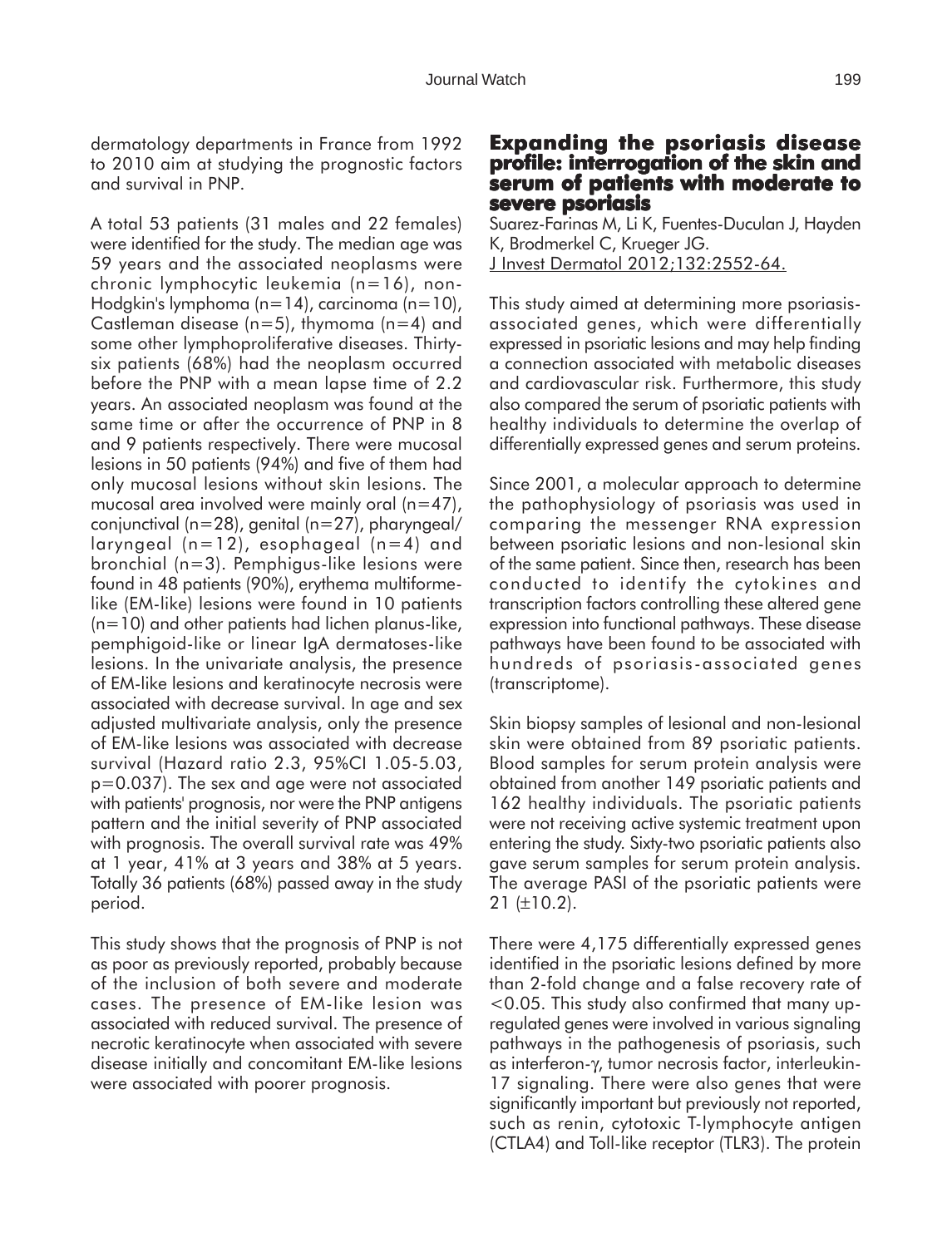dermatology departments in France from 1992 to 2010 aim at studying the prognostic factors and survival in PNP.

A total 53 patients (31 males and 22 females) were identified for the study. The median age was 59 years and the associated neoplasms were chronic lymphocytic leukemia (n=16), non-Hodgkin's lymphoma (n=14), carcinoma (n=10), Castleman disease (n=5), thymoma (n=4) and some other lymphoproliferative diseases. Thirty-six patients (68%) had the neoplasm occurred before the PNP with a mean lapse time of 2.2 years. An associated neoplasm was found at the same time or after the occurrence of PNP in 8 and 9 patients respectively. There were mucosal lesions in 50 patients (94%) and five of them had only mucosal lesions without skin lesions. The mucosal area involved were mainly oral (n=47), conjunctival (n=28), genital (n=27), pharyngeal/laryngeal (n=12), esophageal (n=4) and bronchial (n=3). Pemphigus-like lesions were found in 48 patients (90%), erythema multiforme-like (EM-like) lesions were found in 10 patients (n=10) and other patients had lichen planus-like, pemphigoid-like or linear IgA dermatoses-like lesions. In the univariate analysis, the presence of EM-like lesions and keratinocyte necrosis were associated with decrease survival. In age and sex adjusted multivariate analysis, only the presence of EM-like lesions was associated with decrease survival (Hazard ratio 2.3, 95%CI 1.05-5.03, p=0.037). The sex and age were not associated with patients' prognosis, nor were the PNP antigens pattern and the initial severity of PNP associated with prognosis. The overall survival rate was 49% at 1 year, 41% at 3 years and 38% at 5 years. Totally 36 patients (68%) passed away in the study period.

This study shows that the prognosis of PNP is not as poor as previously reported, probably because of the inclusion of both severe and moderate cases. The presence of EM-like lesion was associated with reduced survival. The presence of necrotic keratinocyte when associated with severe disease initially and concomitant EM-like lesions were associated with poorer prognosis.

## Expanding the psoriasis disease profile: interrogation of the skin and serum of patients with moderate to severe psoriasis

Suarez-Farinas M, Li K, Fuentes-Duculan J, Hayden K, Brodmerkel C, Krueger JG.
J Invest Dermatol 2012;132:2552-64.

This study aimed at determining more psoriasis-associated genes, which were differentially expressed in psoriatic lesions and may help finding a connection associated with metabolic diseases and cardiovascular risk. Furthermore, this study also compared the serum of psoriatic patients with healthy individuals to determine the overlap of differentially expressed genes and serum proteins.

Since 2001, a molecular approach to determine the pathophysiology of psoriasis was used in comparing the messenger RNA expression between psoriatic lesions and non-lesional skin of the same patient. Since then, research has been conducted to identify the cytokines and transcription factors controlling these altered gene expression into functional pathways. These disease pathways have been found to be associated with hundreds of psoriasis-associated genes (transcriptome).

Skin biopsy samples of lesional and non-lesional skin were obtained from 89 psoriatic patients. Blood samples for serum protein analysis were obtained from another 149 psoriatic patients and 162 healthy individuals. The psoriatic patients were not receiving active systemic treatment upon entering the study. Sixty-two psoriatic patients also gave serum samples for serum protein analysis. The average PASI of the psoriatic patients were 21 (±10.2).

There were 4,175 differentially expressed genes identified in the psoriatic lesions defined by more than 2-fold change and a false recovery rate of <0.05. This study also confirmed that many up-regulated genes were involved in various signaling pathways in the pathogenesis of psoriasis, such as interferon-γ, tumor necrosis factor, interleukin-17 signaling. There were also genes that were significantly important but previously not reported, such as renin, cytotoxic T-lymphocyte antigen (CTLA4) and Toll-like receptor (TLR3). The protein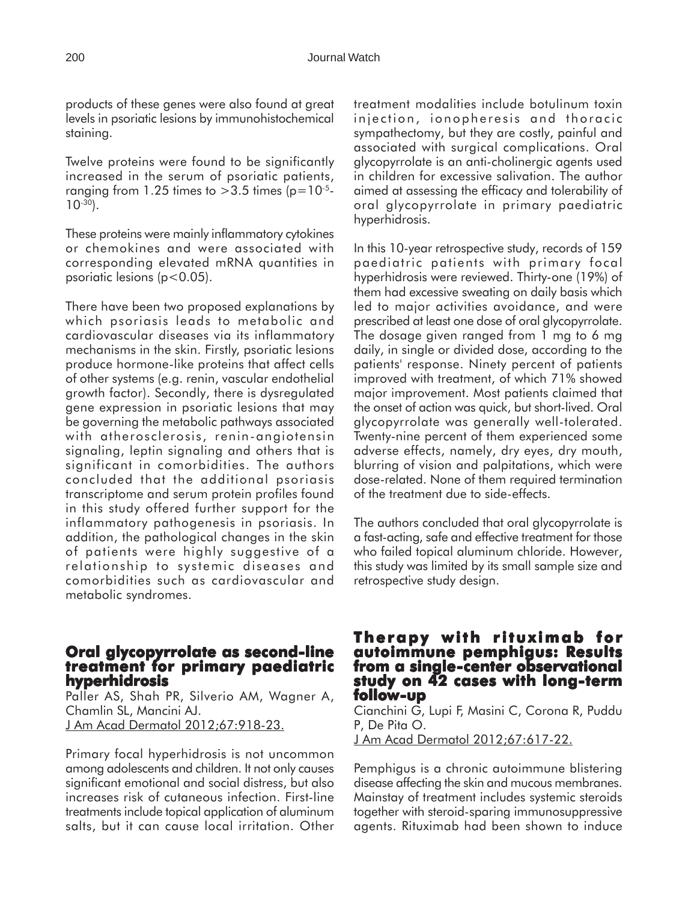products of these genes were also found at great levels in psoriatic lesions by immunohistochemical staining.

Twelve proteins were found to be significantly increased in the serum of psoriatic patients, ranging from 1.25 times to >3.5 times ($p=10^{-5}$-$10^{-30}$).

These proteins were mainly inflammatory cytokines or chemokines and were associated with corresponding elevated mRNA quantities in psoriatic lesions ($p<0.05$).

There have been two proposed explanations by which psoriasis leads to metabolic and cardiovascular diseases via its inflammatory mechanisms in the skin. Firstly, psoriatic lesions produce hormone-like proteins that affect cells of other systems (e.g. renin, vascular endothelial growth factor). Secondly, there is dysregulated gene expression in psoriatic lesions that may be governing the metabolic pathways associated with atherosclerosis, renin-angiotensin signaling, leptin signaling and others that is significant in comorbidities. The authors concluded that the additional psoriasis transcriptome and serum protein profiles found in this study offered further support for the inflammatory pathogenesis in psoriasis. In addition, the pathological changes in the skin of patients were highly suggestive of a relationship to systemic diseases and comorbidities such as cardiovascular and metabolic syndromes.

## Oral glycopyrrolate as second-line treatment for primary paediatric hyperhidrosis

Paller AS, Shah PR, Silverio AM, Wagner A, Chamlin SL, Mancini AJ.
J Am Acad Dermatol 2012;67:918-23.

Primary focal hyperhidrosis is not uncommon among adolescents and children. It not only causes significant emotional and social distress, but also increases risk of cutaneous infection. First-line treatments include topical application of aluminum salts, but it can cause local irritation. Other treatment modalities include botulinum toxin injection, ionopheresis and thoracic sympathectomy, but they are costly, painful and associated with surgical complications. Oral glycopyrrolate is an anti-cholinergic agents used in children for excessive salivation. The author aimed at assessing the efficacy and tolerability of oral glycopyrrolate in primary paediatric hyperhidrosis.

In this 10-year retrospective study, records of 159 paediatric patients with primary focal hyperhidrosis were reviewed. Thirty-one (19%) of them had excessive sweating on daily basis which led to major activities avoidance, and were prescribed at least one dose of oral glycopyrrolate. The dosage given ranged from 1 mg to 6 mg daily, in single or divided dose, according to the patients' response. Ninety percent of patients improved with treatment, of which 71% showed major improvement. Most patients claimed that the onset of action was quick, but short-lived. Oral glycopyrrolate was generally well-tolerated. Twenty-nine percent of them experienced some adverse effects, namely, dry eyes, dry mouth, blurring of vision and palpitations, which were dose-related. None of them required termination of the treatment due to side-effects.

The authors concluded that oral glycopyrrolate is a fast-acting, safe and effective treatment for those who failed topical aluminum chloride. However, this study was limited by its small sample size and retrospective study design.

## Therapy with rituximab for autoimmune pemphigus: Results from a single-center observational study on 42 cases with long-term follow-up

Cianchini G, Lupi F, Masini C, Corona R, Puddu P, De Pita O.
J Am Acad Dermatol 2012;67:617-22.

Pemphigus is a chronic autoimmune blistering disease affecting the skin and mucous membranes. Mainstay of treatment includes systemic steroids together with steroid-sparing immunosuppressive agents. Rituximab had been shown to induce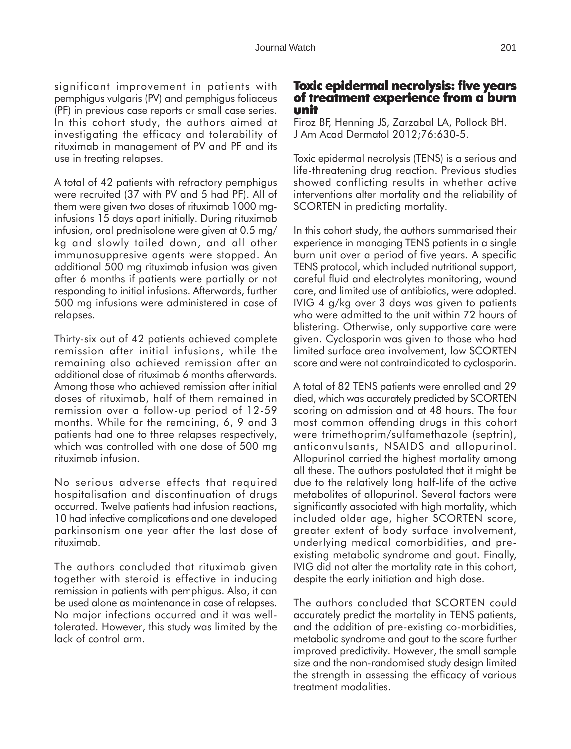significant improvement in patients with pemphigus vulgaris (PV) and pemphigus foliaceus (PF) in previous case reports or small case series. In this cohort study, the authors aimed at investigating the efficacy and tolerability of rituximab in management of PV and PF and its use in treating relapses.

A total of 42 patients with refractory pemphigus were recruited (37 with PV and 5 had PF). All of them were given two doses of rituximab 1000 mg-infusions 15 days apart initially. During rituximab infusion, oral prednisolone were given at 0.5 mg/kg and slowly tailed down, and all other immunosuppresive agents were stopped. An additional 500 mg rituximab infusion was given after 6 months if patients were partially or not responding to initial infusions. Afterwards, further 500 mg infusions were administered in case of relapses.

Thirty-six out of 42 patients achieved complete remission after initial infusions, while the remaining also achieved remission after an additional dose of rituximab 6 months afterwards. Among those who achieved remission after initial doses of rituximab, half of them remained in remission over a follow-up period of 12-59 months. While for the remaining, 6, 9 and 3 patients had one to three relapses respectively, which was controlled with one dose of 500 mg rituximab infusion.

No serious adverse effects that required hospitalisation and discontinuation of drugs occurred. Twelve patients had infusion reactions, 10 had infective complications and one developed parkinsonism one year after the last dose of rituximab.

The authors concluded that rituximab given together with steroid is effective in inducing remission in patients with pemphigus. Also, it can be used alone as maintenance in case of relapses. No major infections occurred and it was well-tolerated. However, this study was limited by the lack of control arm.

## Toxic epidermal necrolysis: five years of treatment experience from a burn unit

Firoz BF, Henning JS, Zarzabal LA, Pollock BH.
J Am Acad Dermatol 2012;76:630-5.

Toxic epidermal necrolysis (TENS) is a serious and life-threatening drug reaction. Previous studies showed conflicting results in whether active interventions alter mortality and the reliability of SCORTEN in predicting mortality.

In this cohort study, the authors summarised their experience in managing TENS patients in a single burn unit over a period of five years. A specific TENS protocol, which included nutritional support, careful fluid and electrolytes monitoring, wound care, and limited use of antibiotics, were adopted. IVIG 4 g/kg over 3 days was given to patients who were admitted to the unit within 72 hours of blistering. Otherwise, only supportive care were given. Cyclosporin was given to those who had limited surface area involvement, low SCORTEN score and were not contraindicated to cyclosporin.

A total of 82 TENS patients were enrolled and 29 died, which was accurately predicted by SCORTEN scoring on admission and at 48 hours. The four most common offending drugs in this cohort were trimethoprim/sulfamethazole (septrin), anticonvulsants, NSAIDS and allopurinol. Allopurinol carried the highest mortality among all these. The authors postulated that it might be due to the relatively long half-life of the active metabolites of allopurinol. Several factors were significantly associated with high mortality, which included older age, higher SCORTEN score, greater extent of body surface involvement, underlying medical comorbidities, and pre-existing metabolic syndrome and gout. Finally, IVIG did not alter the mortality rate in this cohort, despite the early initiation and high dose.

The authors concluded that SCORTEN could accurately predict the mortality in TENS patients, and the addition of pre-existing co-morbidities, metabolic syndrome and gout to the score further improved predictivity. However, the small sample size and the non-randomised study design limited the strength in assessing the efficacy of various treatment modalities.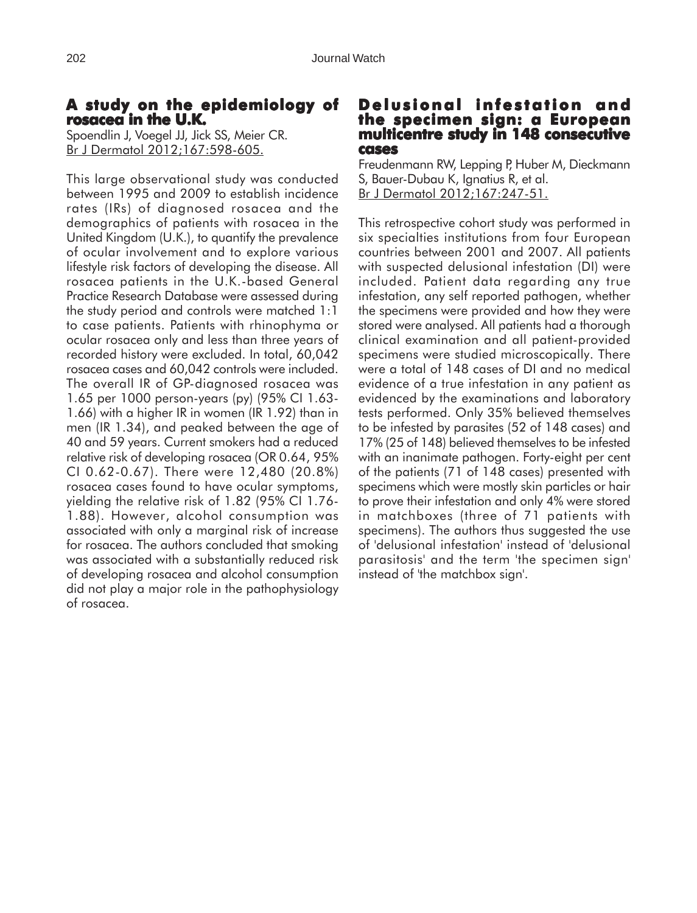## A study on the epidemiology of rosacea in the U.K.

Spoendlin J, Voegel JJ, Jick SS, Meier CR.
Br J Dermatol 2012;167:598-605.

This large observational study was conducted between 1995 and 2009 to establish incidence rates (IRs) of diagnosed rosacea and the demographics of patients with rosacea in the United Kingdom (U.K.), to quantify the prevalence of ocular involvement and to explore various lifestyle risk factors of developing the disease. All rosacea patients in the U.K.-based General Practice Research Database were assessed during the study period and controls were matched 1:1 to case patients. Patients with rhinophyma or ocular rosacea only and less than three years of recorded history were excluded. In total, 60,042 rosacea cases and 60,042 controls were included. The overall IR of GP-diagnosed rosacea was 1.65 per 1000 person-years (py) (95% CI 1.63-1.66) with a higher IR in women (IR 1.92) than in men (IR 1.34), and peaked between the age of 40 and 59 years. Current smokers had a reduced relative risk of developing rosacea (OR 0.64, 95% CI 0.62-0.67). There were 12,480 (20.8%) rosacea cases found to have ocular symptoms, yielding the relative risk of 1.82 (95% CI 1.76-1.88). However, alcohol consumption was associated with only a marginal risk of increase for rosacea. The authors concluded that smoking was associated with a substantially reduced risk of developing rosacea and alcohol consumption did not play a major role in the pathophysiology of rosacea.

## Delusional infestation and the specimen sign: a European multicentre study in 148 consecutive cases

Freudenmann RW, Lepping P, Huber M, Dieckmann S, Bauer-Dubau K, Ignatius R, et al.
Br J Dermatol 2012;167:247-51.

This retrospective cohort study was performed in six specialties institutions from four European countries between 2001 and 2007. All patients with suspected delusional infestation (DI) were included. Patient data regarding any true infestation, any self reported pathogen, whether the specimens were provided and how they were stored were analysed. All patients had a thorough clinical examination and all patient-provided specimens were studied microscopically. There were a total of 148 cases of DI and no medical evidence of a true infestation in any patient as evidenced by the examinations and laboratory tests performed. Only 35% believed themselves to be infested by parasites (52 of 148 cases) and 17% (25 of 148) believed themselves to be infested with an inanimate pathogen. Forty-eight per cent of the patients (71 of 148 cases) presented with specimens which were mostly skin particles or hair to prove their infestation and only 4% were stored in matchboxes (three of 71 patients with specimens). The authors thus suggested the use of 'delusional infestation' instead of 'delusional parasitosis' and the term 'the specimen sign' instead of 'the matchbox sign'.